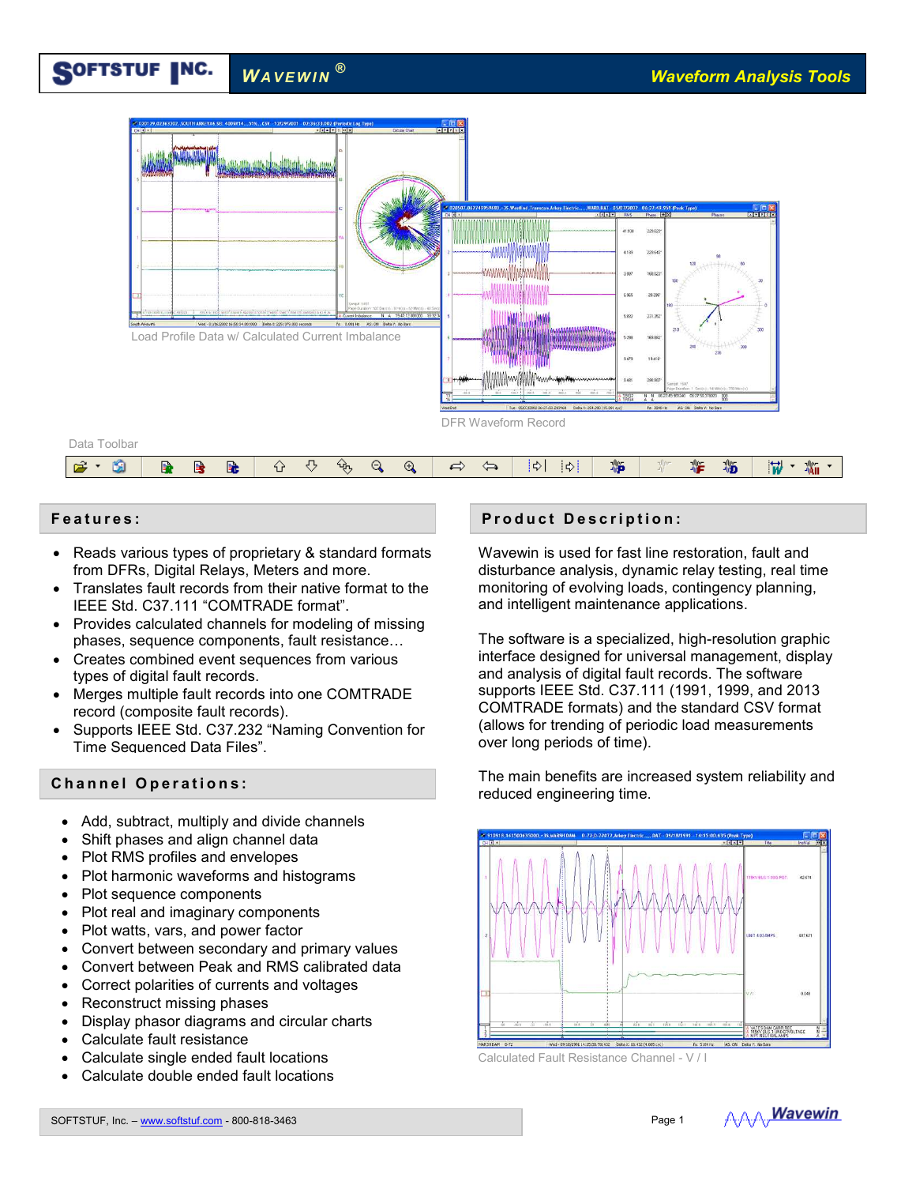# SOFTSTUF INC. — WAVEWIN®

## Waveform Analysis Tools

Load Profile Data w/ Calculated Current Imbalance

DFR Waveform Record

Data Toolbar

## Features:

- Reads various types of proprietary & standard formats from DFRs, Digital Relays, Meters and more.
- Translates fault records from their native format to the IEEE Std. C37.111 “COMTRADE format”.
- Provides calculated channels for modeling of missing phases, sequence components, fault resistance…
- Creates combined event sequences from various types of digital fault records.
- Merges multiple fault records into one COMTRADE record (composite fault records).
- Supports IEEE Std. C37.232 “Naming Convention for Time Sequenced Data Files”.

## Channel Operations:

- Add, subtract, multiply and divide channels
- Shift phases and align channel data
- Plot RMS profiles and envelopes
- Plot harmonic waveforms and histograms
- Plot sequence components
- Plot real and imaginary components
- Plot watts, vars, and power factor
- Convert between secondary and primary values
- Convert between Peak and RMS calibrated data
- Correct polarities of currents and voltages
- Reconstruct missing phases
- Display phasor diagrams and circular charts
- Calculate fault resistance
- Calculate single ended fault locations
- Calculate double ended fault locations

## Product Description:

Wavewin is used for fast line restoration, fault and disturbance analysis, dynamic relay testing, real time monitoring of evolving loads, contingency planning, and intelligent maintenance applications.

The software is a specialized, high-resolution graphic interface designed for universal management, display and analysis of digital fault records. The software supports IEEE Std. C37.111 (1991, 1999, and 2013 COMTRADE formats) and the standard CSV format (allows for trending of periodic load measurements over long periods of time).

The main benefits are increased system reliability and reduced engineering time.

Calculated Fault Resistance Channel - V / I

SOFTSTUF, Inc. – www.softstuf.com - 800-818-3463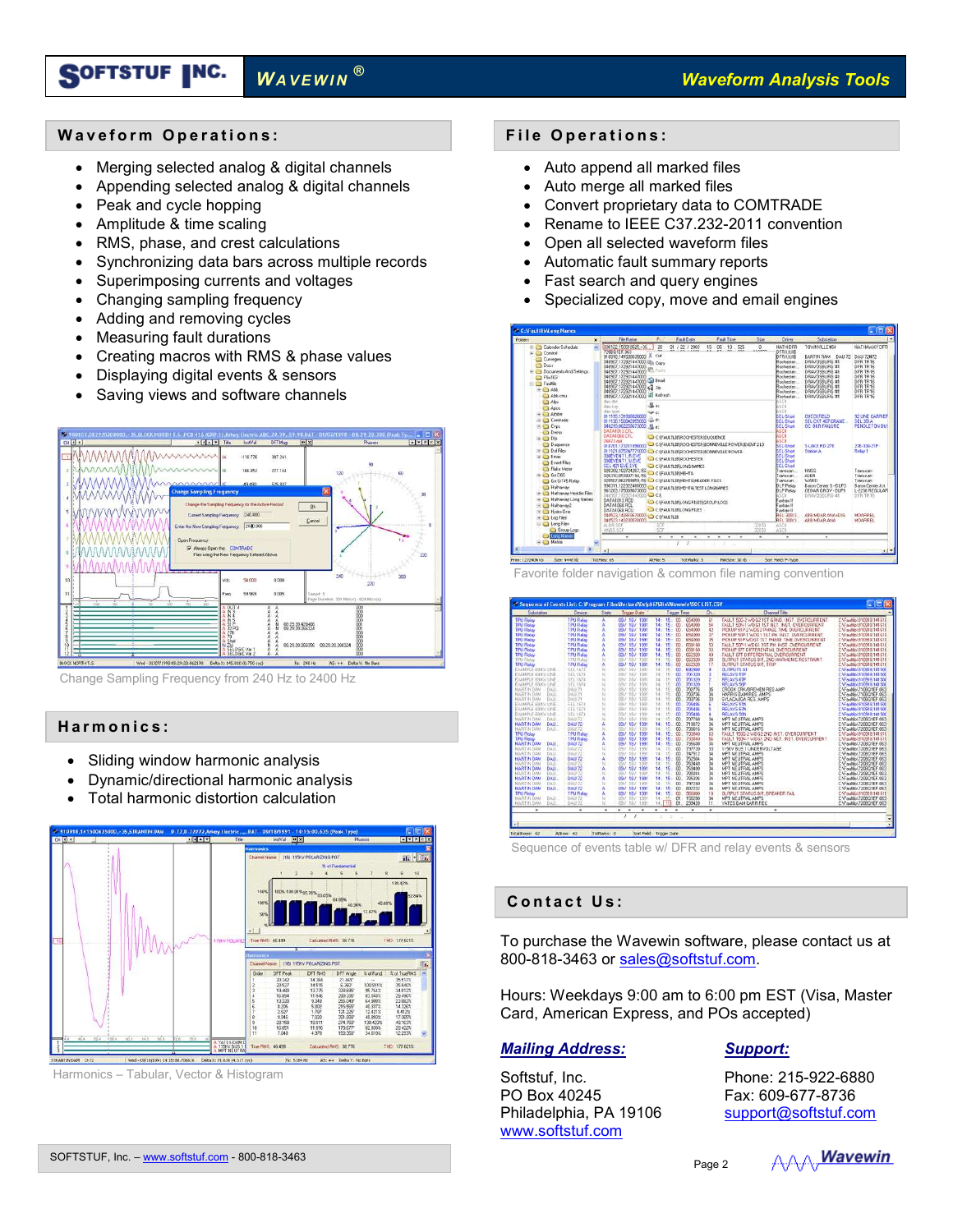**SOFTSTUF INC.** *WAVEWIN®* ***Waveform Analysis Tools***

## Waveform Operations:

- Merging selected analog & digital channels
- Appending selected analog & digital channels
- Peak and cycle hopping
- Amplitude & time scaling
- RMS, phase, and crest calculations
- Synchronizing data bars across multiple records
- Superimposing currents and voltages
- Changing sampling frequency
- Adding and removing cycles
- Measuring fault durations
- Creating macros with RMS & phase values
- Displaying digital events & sensors
- Saving views and software channels

Change Sampling Frequency from 240 Hz to 2400 Hz

## Harmonics:

- Sliding window harmonic analysis
- Dynamic/directional harmonic analysis
- Total harmonic distortion calculation

Harmonics – Tabular, Vector & Histogram

## File Operations:

- Auto append all marked files
- Auto merge all marked files
- Convert proprietary data to COMTRADE
- Rename to IEEE C37.232-2011 convention
- Open all selected waveform files
- Automatic fault summary reports
- Fast search and query engines
- Specialized copy, move and email engines

Favorite folder navigation & common file naming convention

Sequence of events table w/ DFR and relay events & sensors

## Contact Us:

To purchase the Wavewin software, please contact us at 800-818-3463 or sales@softstuf.com.

Hours: Weekdays 9:00 am to 6:00 pm EST (Visa, Master Card, American Express, and POs accepted)

***Mailing Address:***

Softstuf, Inc.
PO Box 40245
Philadelphia, PA 19106
www.softstuf.com

***Support:***

Phone: 215-922-6880
Fax: 609-677-8736
support@softstuf.com

SOFTSTUF, Inc. – www.softstuf.com - 800-818-3463